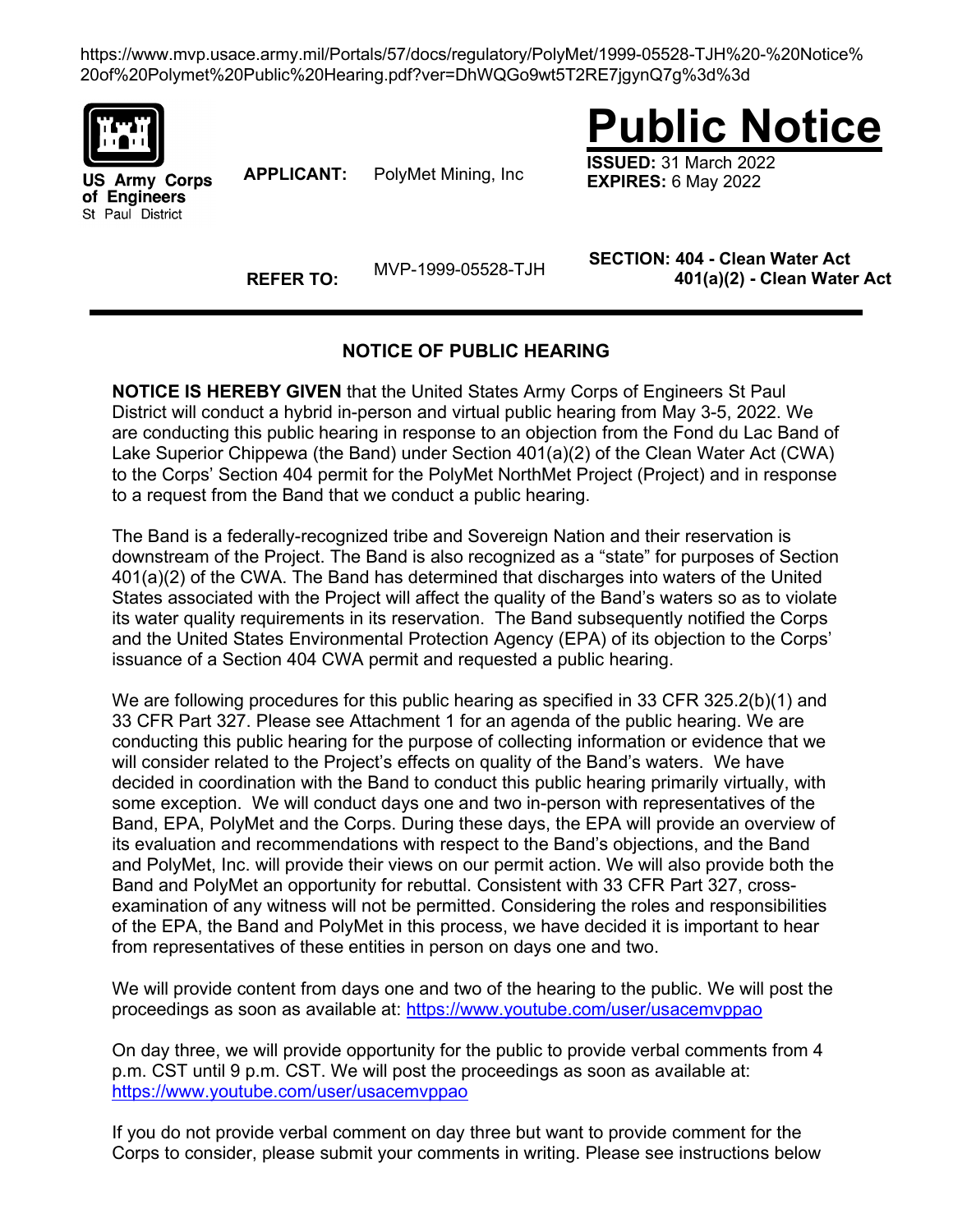https://www.mvp.usace.army.mil/Portals/57/docs/regulatory/PolyMet/1999-05528-TJH%20-%20Notice%20of%20Polymet%20Public%20Hearing.pdf?ver=DhWQGo9wt5T2RE7jgynQ7g%3d%3d

**US Army Corps of Engineers**
St Paul District

# Public Notice

**APPLICANT:** PolyMet Mining, Inc

**ISSUED:** 31 March 2022
**EXPIRES:** 6 May 2022

**REFER TO:** MVP-1999-05528-TJH

**SECTION:** 404 - Clean Water Act
401(a)(2) - Clean Water Act

## NOTICE OF PUBLIC HEARING

**NOTICE IS HEREBY GIVEN** that the United States Army Corps of Engineers St Paul District will conduct a hybrid in-person and virtual public hearing from May 3-5, 2022. We are conducting this public hearing in response to an objection from the Fond du Lac Band of Lake Superior Chippewa (the Band) under Section 401(a)(2) of the Clean Water Act (CWA) to the Corps' Section 404 permit for the PolyMet NorthMet Project (Project) and in response to a request from the Band that we conduct a public hearing.

The Band is a federally-recognized tribe and Sovereign Nation and their reservation is downstream of the Project. The Band is also recognized as a "state" for purposes of Section 401(a)(2) of the CWA. The Band has determined that discharges into waters of the United States associated with the Project will affect the quality of the Band's waters so as to violate its water quality requirements in its reservation. The Band subsequently notified the Corps and the United States Environmental Protection Agency (EPA) of its objection to the Corps' issuance of a Section 404 CWA permit and requested a public hearing.

We are following procedures for this public hearing as specified in 33 CFR 325.2(b)(1) and 33 CFR Part 327. Please see Attachment 1 for an agenda of the public hearing. We are conducting this public hearing for the purpose of collecting information or evidence that we will consider related to the Project's effects on quality of the Band's waters. We have decided in coordination with the Band to conduct this public hearing primarily virtually, with some exception. We will conduct days one and two in-person with representatives of the Band, EPA, PolyMet and the Corps. During these days, the EPA will provide an overview of its evaluation and recommendations with respect to the Band's objections, and the Band and PolyMet, Inc. will provide their views on our permit action. We will also provide both the Band and PolyMet an opportunity for rebuttal. Consistent with 33 CFR Part 327, cross-examination of any witness will not be permitted. Considering the roles and responsibilities of the EPA, the Band and PolyMet in this process, we have decided it is important to hear from representatives of these entities in person on days one and two.

We will provide content from days one and two of the hearing to the public. We will post the proceedings as soon as available at: https://www.youtube.com/user/usacemvppao

On day three, we will provide opportunity for the public to provide verbal comments from 4 p.m. CST until 9 p.m. CST. We will post the proceedings as soon as available at: https://www.youtube.com/user/usacemvppao

If you do not provide verbal comment on day three but want to provide comment for the Corps to consider, please submit your comments in writing. Please see instructions below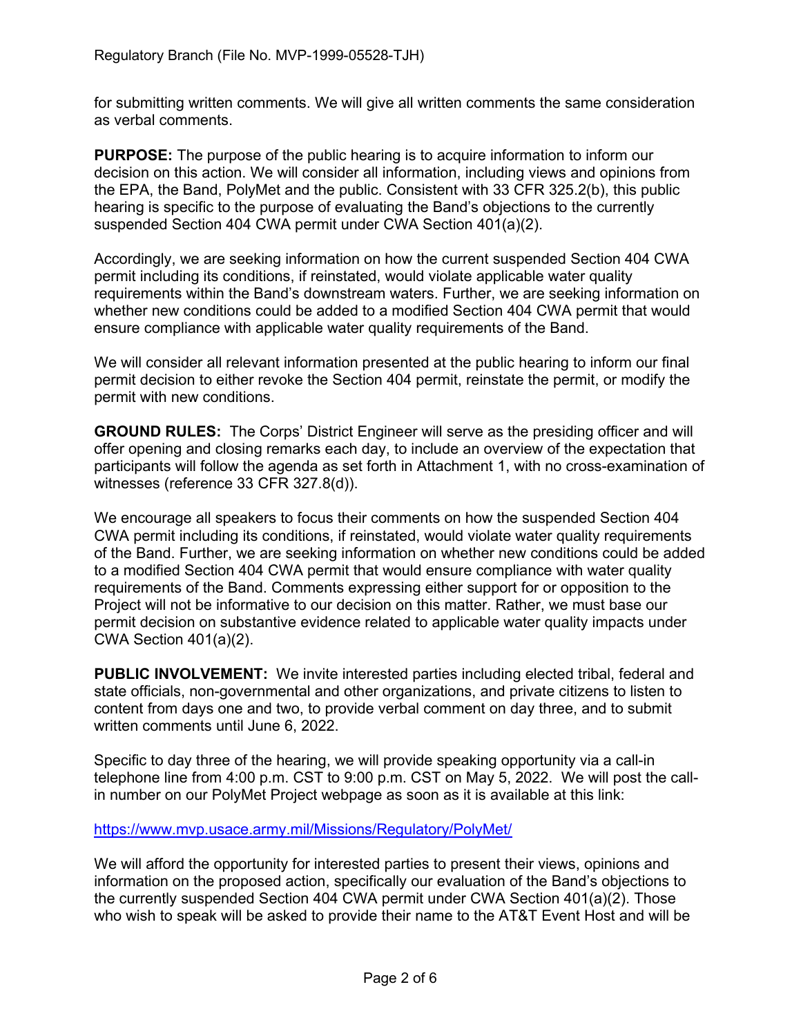for submitting written comments. We will give all written comments the same consideration as verbal comments.

**PURPOSE:** The purpose of the public hearing is to acquire information to inform our decision on this action. We will consider all information, including views and opinions from the EPA, the Band, PolyMet and the public. Consistent with 33 CFR 325.2(b), this public hearing is specific to the purpose of evaluating the Band's objections to the currently suspended Section 404 CWA permit under CWA Section 401(a)(2).

Accordingly, we are seeking information on how the current suspended Section 404 CWA permit including its conditions, if reinstated, would violate applicable water quality requirements within the Band's downstream waters. Further, we are seeking information on whether new conditions could be added to a modified Section 404 CWA permit that would ensure compliance with applicable water quality requirements of the Band.

We will consider all relevant information presented at the public hearing to inform our final permit decision to either revoke the Section 404 permit, reinstate the permit, or modify the permit with new conditions.

**GROUND RULES:** The Corps' District Engineer will serve as the presiding officer and will offer opening and closing remarks each day, to include an overview of the expectation that participants will follow the agenda as set forth in Attachment 1, with no cross-examination of witnesses (reference 33 CFR 327.8(d)).

We encourage all speakers to focus their comments on how the suspended Section 404 CWA permit including its conditions, if reinstated, would violate water quality requirements of the Band. Further, we are seeking information on whether new conditions could be added to a modified Section 404 CWA permit that would ensure compliance with water quality requirements of the Band. Comments expressing either support for or opposition to the Project will not be informative to our decision on this matter. Rather, we must base our permit decision on substantive evidence related to applicable water quality impacts under CWA Section 401(a)(2).

**PUBLIC INVOLVEMENT:** We invite interested parties including elected tribal, federal and state officials, non-governmental and other organizations, and private citizens to listen to content from days one and two, to provide verbal comment on day three, and to submit written comments until June 6, 2022.

Specific to day three of the hearing, we will provide speaking opportunity via a call-in telephone line from 4:00 p.m. CST to 9:00 p.m. CST on May 5, 2022. We will post the call-in number on our PolyMet Project webpage as soon as it is available at this link:

https://www.mvp.usace.army.mil/Missions/Regulatory/PolyMet/

We will afford the opportunity for interested parties to present their views, opinions and information on the proposed action, specifically our evaluation of the Band's objections to the currently suspended Section 404 CWA permit under CWA Section 401(a)(2). Those who wish to speak will be asked to provide their name to the AT&T Event Host and will be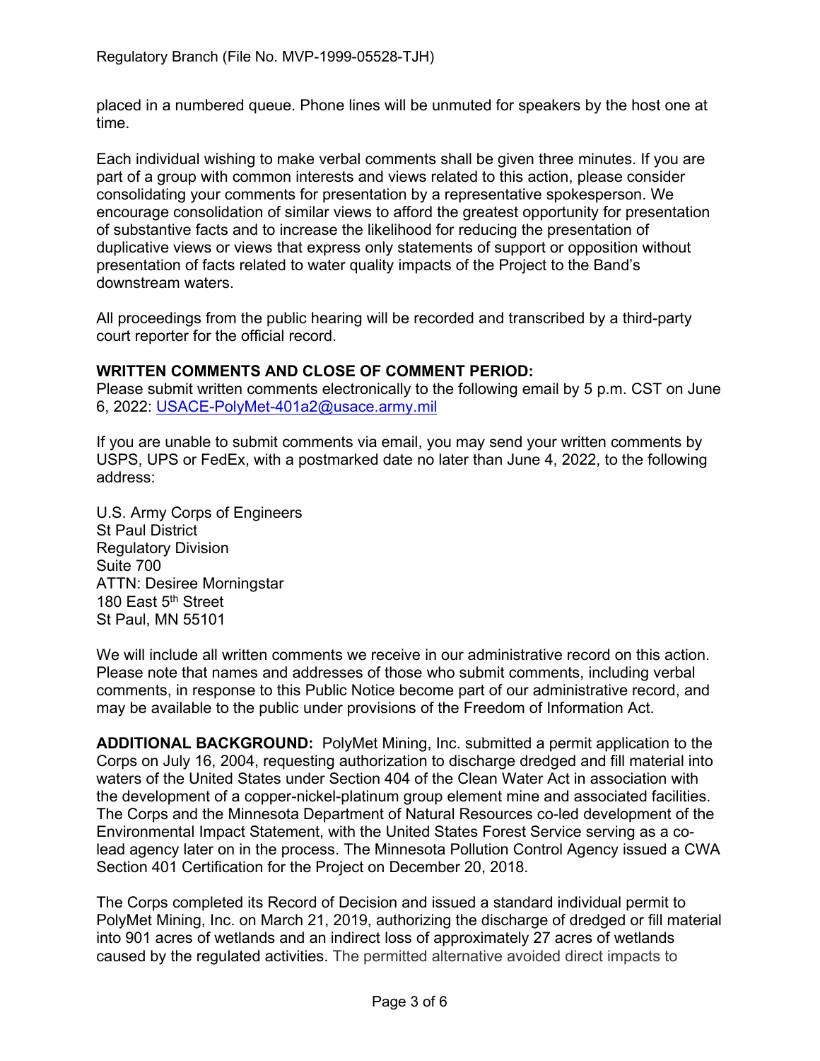placed in a numbered queue. Phone lines will be unmuted for speakers by the host one at time.

Each individual wishing to make verbal comments shall be given three minutes. If you are part of a group with common interests and views related to this action, please consider consolidating your comments for presentation by a representative spokesperson. We encourage consolidation of similar views to afford the greatest opportunity for presentation of substantive facts and to increase the likelihood for reducing the presentation of duplicative views or views that express only statements of support or opposition without presentation of facts related to water quality impacts of the Project to the Band's downstream waters.

All proceedings from the public hearing will be recorded and transcribed by a third-party court reporter for the official record.

**WRITTEN COMMENTS AND CLOSE OF COMMENT PERIOD:**
Please submit written comments electronically to the following email by 5 p.m. CST on June 6, 2022: USACE-PolyMet-401a2@usace.army.mil

If you are unable to submit comments via email, you may send your written comments by USPS, UPS or FedEx, with a postmarked date no later than June 4, 2022, to the following address:

U.S. Army Corps of Engineers
St Paul District
Regulatory Division
Suite 700
ATTN: Desiree Morningstar
180 East 5th Street
St Paul, MN 55101

We will include all written comments we receive in our administrative record on this action. Please note that names and addresses of those who submit comments, including verbal comments, in response to this Public Notice become part of our administrative record, and may be available to the public under provisions of the Freedom of Information Act.

**ADDITIONAL BACKGROUND:** PolyMet Mining, Inc. submitted a permit application to the Corps on July 16, 2004, requesting authorization to discharge dredged and fill material into waters of the United States under Section 404 of the Clean Water Act in association with the development of a copper-nickel-platinum group element mine and associated facilities. The Corps and the Minnesota Department of Natural Resources co-led development of the Environmental Impact Statement, with the United States Forest Service serving as a co-lead agency later on in the process. The Minnesota Pollution Control Agency issued a CWA Section 401 Certification for the Project on December 20, 2018.

The Corps completed its Record of Decision and issued a standard individual permit to PolyMet Mining, Inc. on March 21, 2019, authorizing the discharge of dredged or fill material into 901 acres of wetlands and an indirect loss of approximately 27 acres of wetlands caused by the regulated activities. The permitted alternative avoided direct impacts to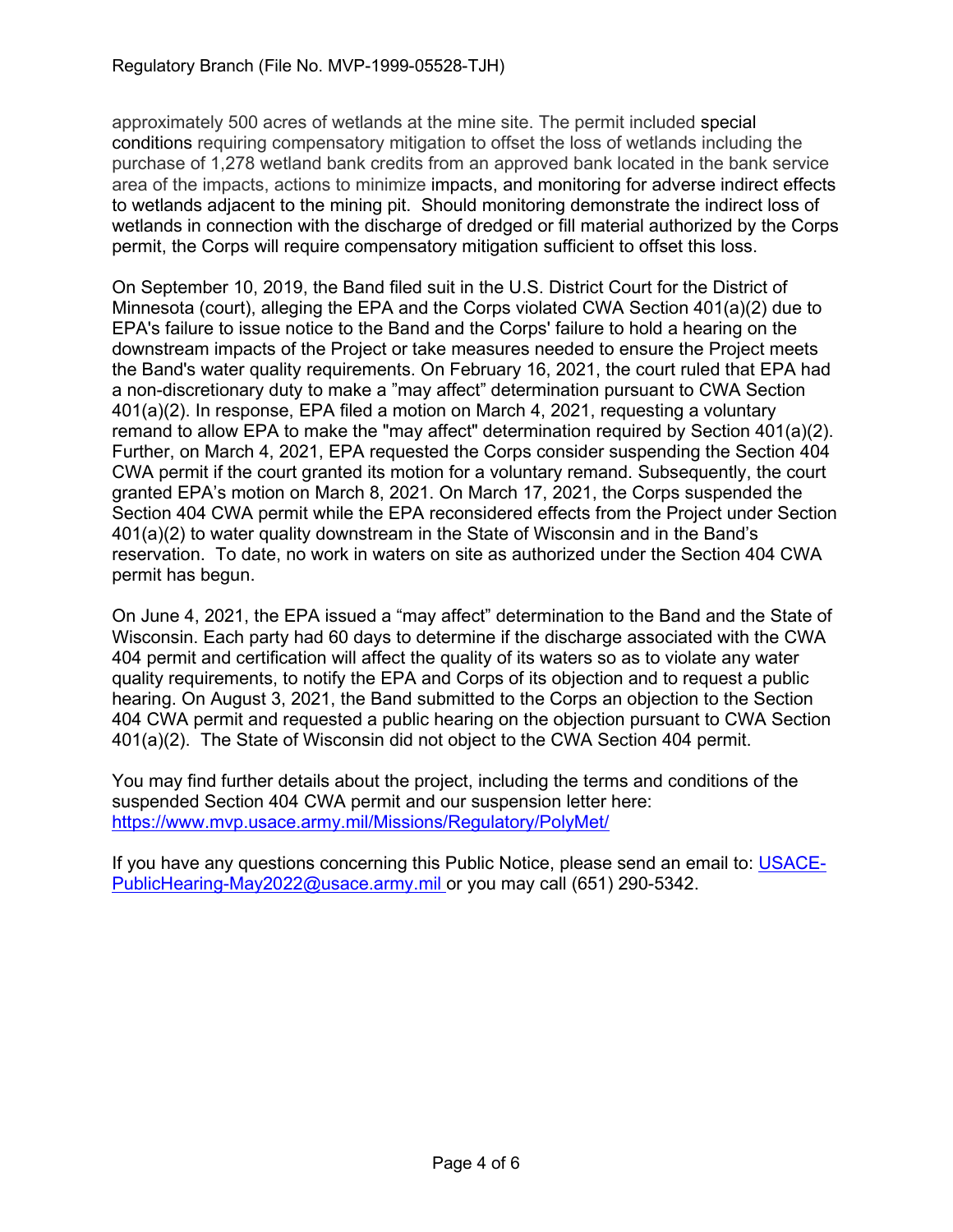approximately 500 acres of wetlands at the mine site. The permit included special conditions requiring compensatory mitigation to offset the loss of wetlands including the purchase of 1,278 wetland bank credits from an approved bank located in the bank service area of the impacts, actions to minimize impacts, and monitoring for adverse indirect effects to wetlands adjacent to the mining pit. Should monitoring demonstrate the indirect loss of wetlands in connection with the discharge of dredged or fill material authorized by the Corps permit, the Corps will require compensatory mitigation sufficient to offset this loss.

On September 10, 2019, the Band filed suit in the U.S. District Court for the District of Minnesota (court), alleging the EPA and the Corps violated CWA Section 401(a)(2) due to EPA's failure to issue notice to the Band and the Corps' failure to hold a hearing on the downstream impacts of the Project or take measures needed to ensure the Project meets the Band's water quality requirements. On February 16, 2021, the court ruled that EPA had a non-discretionary duty to make a "may affect" determination pursuant to CWA Section 401(a)(2). In response, EPA filed a motion on March 4, 2021, requesting a voluntary remand to allow EPA to make the "may affect" determination required by Section 401(a)(2). Further, on March 4, 2021, EPA requested the Corps consider suspending the Section 404 CWA permit if the court granted its motion for a voluntary remand. Subsequently, the court granted EPA's motion on March 8, 2021. On March 17, 2021, the Corps suspended the Section 404 CWA permit while the EPA reconsidered effects from the Project under Section 401(a)(2) to water quality downstream in the State of Wisconsin and in the Band's reservation. To date, no work in waters on site as authorized under the Section 404 CWA permit has begun.

On June 4, 2021, the EPA issued a "may affect" determination to the Band and the State of Wisconsin. Each party had 60 days to determine if the discharge associated with the CWA 404 permit and certification will affect the quality of its waters so as to violate any water quality requirements, to notify the EPA and Corps of its objection and to request a public hearing. On August 3, 2021, the Band submitted to the Corps an objection to the Section 404 CWA permit and requested a public hearing on the objection pursuant to CWA Section 401(a)(2). The State of Wisconsin did not object to the CWA Section 404 permit.

You may find further details about the project, including the terms and conditions of the suspended Section 404 CWA permit and our suspension letter here: https://www.mvp.usace.army.mil/Missions/Regulatory/PolyMet/

If you have any questions concerning this Public Notice, please send an email to: USACE-PublicHearing-May2022@usace.army.mil or you may call (651) 290-5342.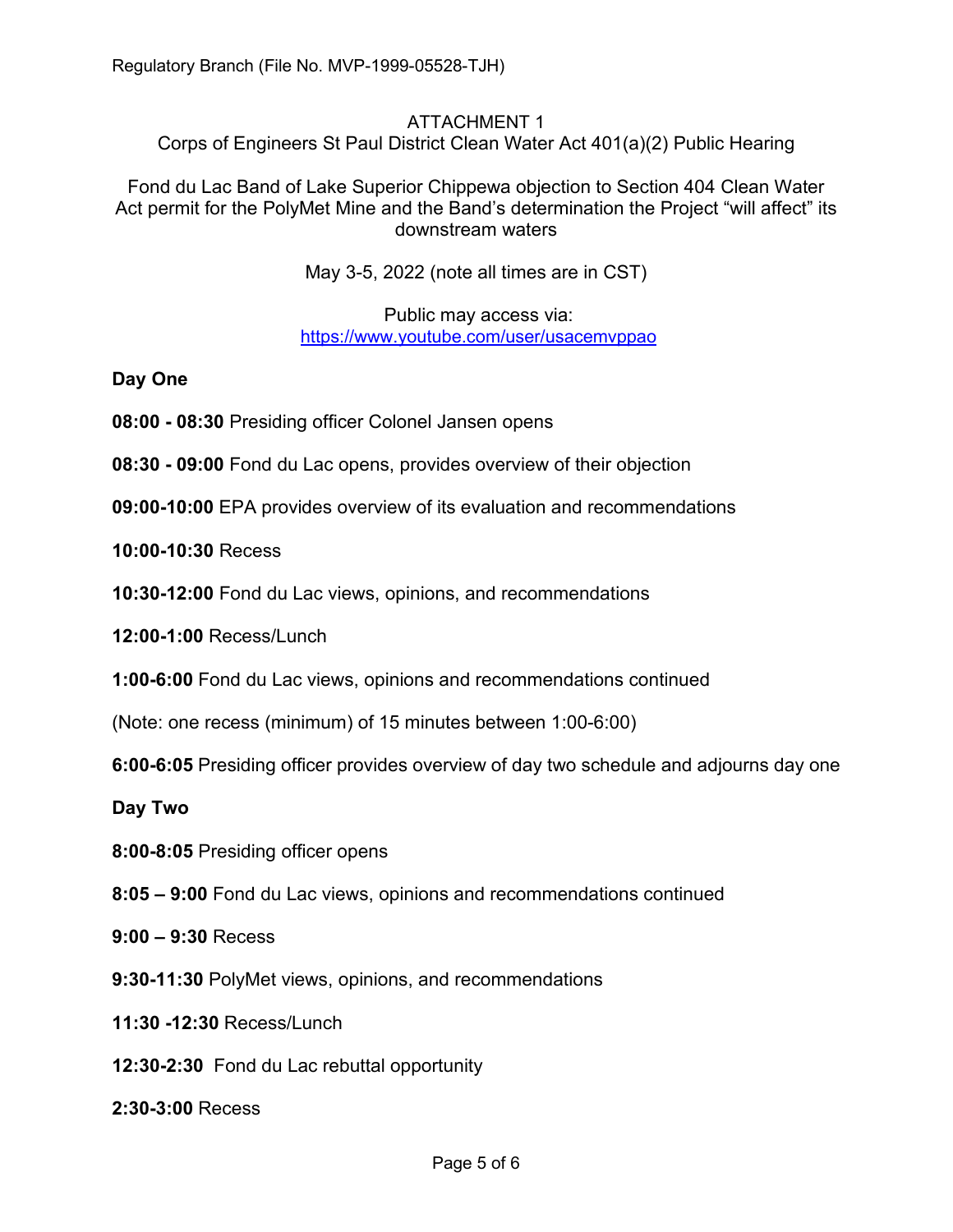Regulatory Branch (File No. MVP-1999-05528-TJH)

ATTACHMENT 1

Corps of Engineers St Paul District Clean Water Act 401(a)(2) Public Hearing

Fond du Lac Band of Lake Superior Chippewa objection to Section 404 Clean Water Act permit for the PolyMet Mine and the Band's determination the Project "will affect" its downstream waters

May 3-5, 2022 (note all times are in CST)

Public may access via:
https://www.youtube.com/user/usacemvppao

**Day One**

**08:00 - 08:30** Presiding officer Colonel Jansen opens

**08:30 - 09:00** Fond du Lac opens, provides overview of their objection

**09:00-10:00** EPA provides overview of its evaluation and recommendations

**10:00-10:30** Recess

**10:30-12:00** Fond du Lac views, opinions, and recommendations

**12:00-1:00** Recess/Lunch

**1:00-6:00** Fond du Lac views, opinions and recommendations continued

(Note: one recess (minimum) of 15 minutes between 1:00-6:00)

**6:00-6:05** Presiding officer provides overview of day two schedule and adjourns day one

**Day Two**

**8:00-8:05** Presiding officer opens

**8:05 – 9:00** Fond du Lac views, opinions and recommendations continued

**9:00 – 9:30** Recess

**9:30-11:30** PolyMet views, opinions, and recommendations

**11:30 -12:30** Recess/Lunch

**12:30-2:30** Fond du Lac rebuttal opportunity

**2:30-3:00** Recess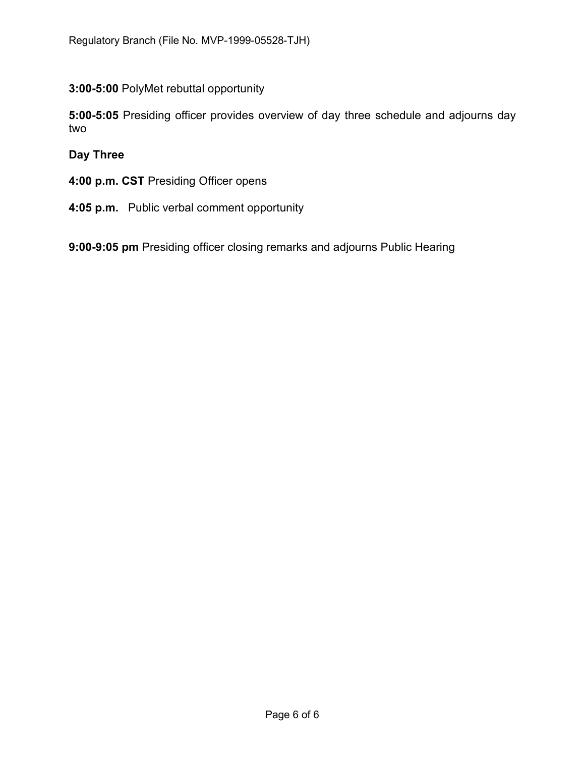**3:00-5:00** PolyMet rebuttal opportunity

**5:00-5:05** Presiding officer provides overview of day three schedule and adjourns day two

**Day Three**

**4:00 p.m. CST** Presiding Officer opens

**4:05 p.m.** Public verbal comment opportunity

**9:00-9:05 pm** Presiding officer closing remarks and adjourns Public Hearing